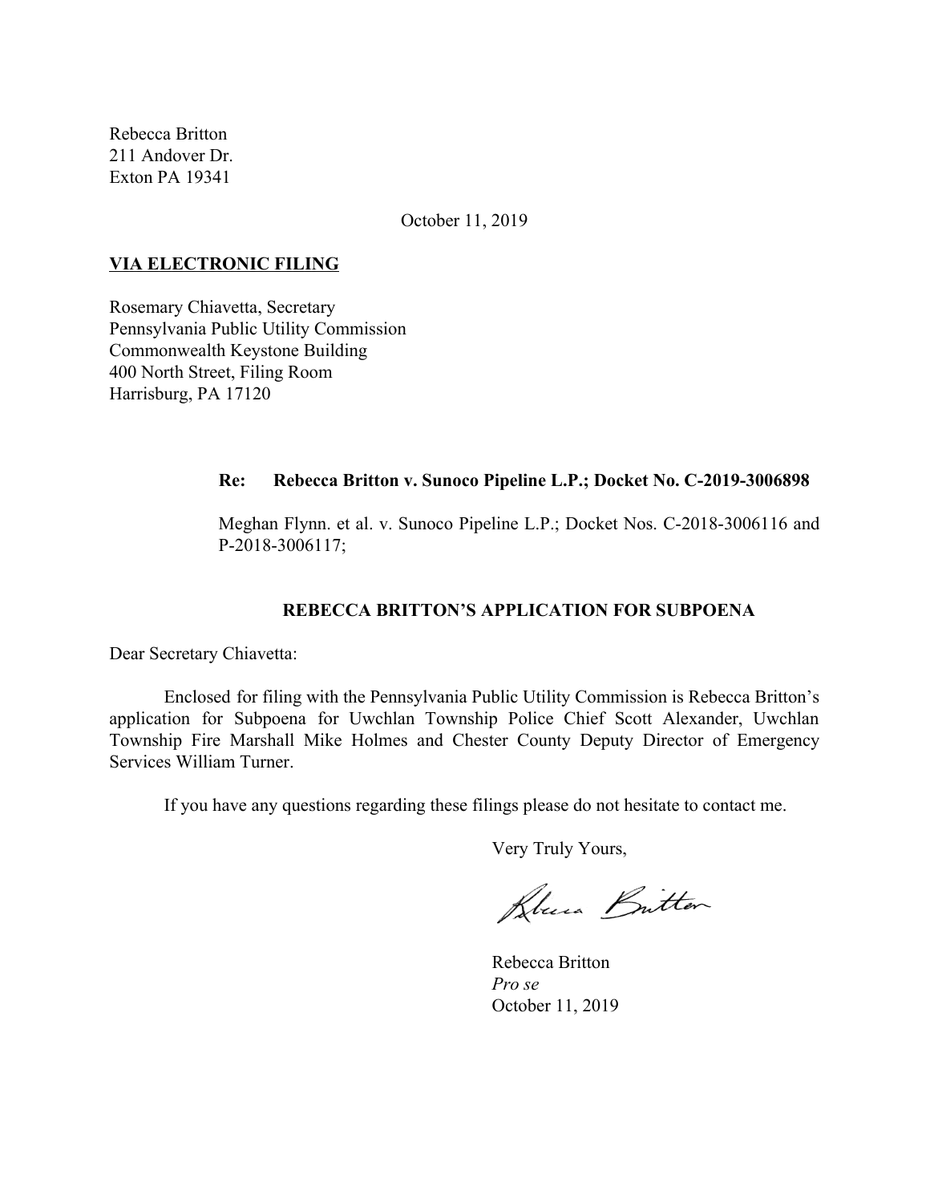Rebecca Britton
211 Andover Dr.
Exton PA 19341

October 11, 2019

**VIA ELECTRONIC FILING**

Rosemary Chiavetta, Secretary
Pennsylvania Public Utility Commission
Commonwealth Keystone Building
400 North Street, Filing Room
Harrisburg, PA 17120

**Re: Rebecca Britton v. Sunoco Pipeline L.P.; Docket No. C-2019-3006898**

Meghan Flynn. et al. v. Sunoco Pipeline L.P.; Docket Nos. C-2018-3006116 and P-2018-3006117;

**REBECCA BRITTON'S APPLICATION FOR SUBPOENA**

Dear Secretary Chiavetta:

Enclosed for filing with the Pennsylvania Public Utility Commission is Rebecca Britton's application for Subpoena for Uwchlan Township Police Chief Scott Alexander, Uwchlan Township Fire Marshall Mike Holmes and Chester County Deputy Director of Emergency Services William Turner.

If you have any questions regarding these filings please do not hesitate to contact me.

Very Truly Yours,

Rebecca Britton
*Pro se*
October 11, 2019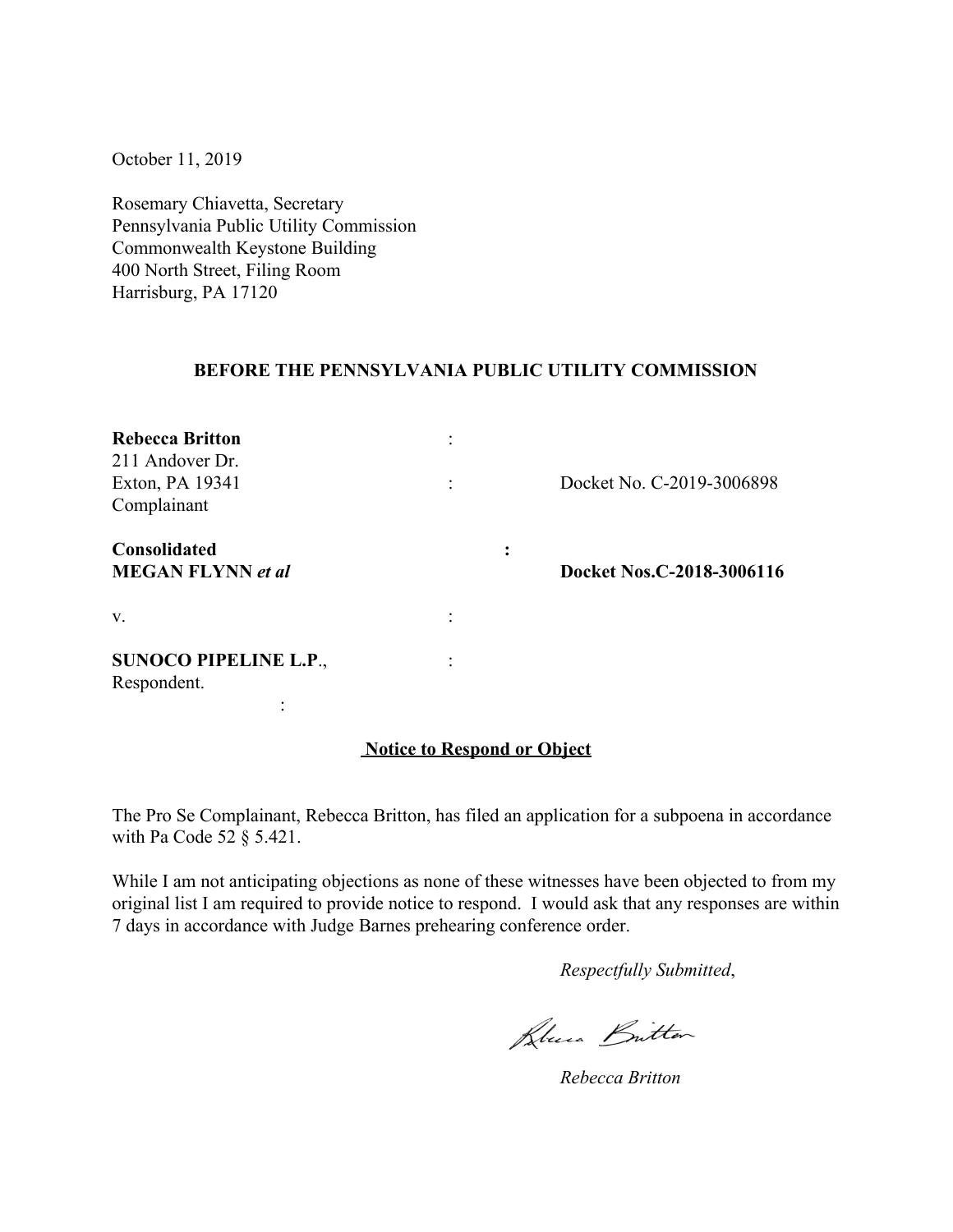October 11, 2019

Rosemary Chiavetta, Secretary
Pennsylvania Public Utility Commission
Commonwealth Keystone Building
400 North Street, Filing Room
Harrisburg, PA 17120

**BEFORE THE PENNSYLVANIA PUBLIC UTILITY COMMISSION**

| | | |
|---|---|---|
| **Rebecca Britton**<br>211 Andover Dr.<br>Exton, PA 19341<br>Complainant | :<br><br>: | <br><br>Docket No. C-2019-3006898 |
| **Consolidated**<br>**MEGAN FLYNN** ***et al*** | **:** | <br>**Docket Nos.C-2018-3006116** |
| v. | : | |
| **SUNOCO PIPELINE L.P**.,<br>Respondent.<br>: | : | |

**<u>Notice to Respond or Object</u>**

The Pro Se Complainant, Rebecca Britton, has filed an application for a subpoena in accordance with Pa Code 52 § 5.421.

While I am not anticipating objections as none of these witnesses have been objected to from my original list I am required to provide notice to respond. I would ask that any responses are within 7 days in accordance with Judge Barnes prehearing conference order.

*Respectfully Submitted*,

*Rebecca Britton*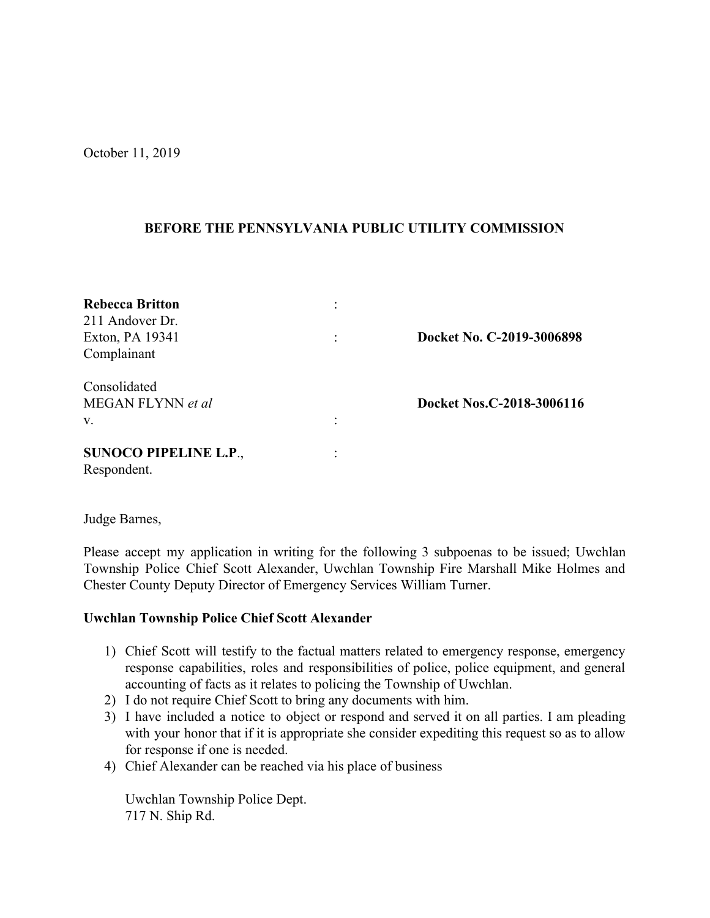October 11, 2019

**BEFORE THE PENNSYLVANIA PUBLIC UTILITY COMMISSION**

|   |   |   |
|---|---|---|
| **Rebecca Britton** | : | |
| 211 Andover Dr. | | |
| Exton, PA 19341 | : | **Docket No. C-2019-3006898** |
| Complainant | | |
| | | |
| Consolidated | | |
| MEGAN FLYNN *et al* | | **Docket Nos.C-2018-3006116** |
| v. | : | |
| | | |
| **SUNOCO PIPELINE L.P**., | : | |
| Respondent. | | |

Judge Barnes,

Please accept my application in writing for the following 3 subpoenas to be issued; Uwchlan Township Police Chief Scott Alexander, Uwchlan Township Fire Marshall Mike Holmes and Chester County Deputy Director of Emergency Services William Turner.

**Uwchlan Township Police Chief Scott Alexander**

1) Chief Scott will testify to the factual matters related to emergency response, emergency response capabilities, roles and responsibilities of police, police equipment, and general accounting of facts as it relates to policing the Township of Uwchlan.
2) I do not require Chief Scott to bring any documents with him.
3) I have included a notice to object or respond and served it on all parties. I am pleading with your honor that if it is appropriate she consider expediting this request so as to allow for response if one is needed.
4) Chief Alexander can be reached via his place of business

   Uwchlan Township Police Dept.
   717 N. Ship Rd.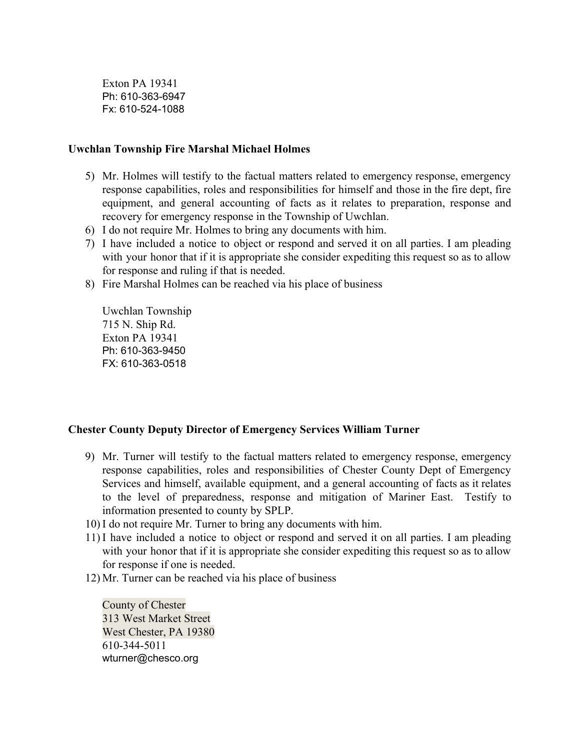Exton PA 19341
Ph: 610-363-6947
Fx: 610-524-1088

**Uwchlan Township Fire Marshal Michael Holmes**

5) Mr. Holmes will testify to the factual matters related to emergency response, emergency response capabilities, roles and responsibilities for himself and those in the fire dept, fire equipment, and general accounting of facts as it relates to preparation, response and recovery for emergency response in the Township of Uwchlan.
6) I do not require Mr. Holmes to bring any documents with him.
7) I have included a notice to object or respond and served it on all parties. I am pleading with your honor that if it is appropriate she consider expediting this request so as to allow for response and ruling if that is needed.
8) Fire Marshal Holmes can be reached via his place of business

   Uwchlan Township
   715 N. Ship Rd.
   Exton PA 19341
   Ph: 610-363-9450
   FX: 610-363-0518

**Chester County Deputy Director of Emergency Services William Turner**

9) Mr. Turner will testify to the factual matters related to emergency response, emergency response capabilities, roles and responsibilities of Chester County Dept of Emergency Services and himself, available equipment, and a general accounting of facts as it relates to the level of preparedness, response and mitigation of Mariner East. Testify to information presented to county by SPLP.
10) I do not require Mr. Turner to bring any documents with him.
11) I have included a notice to object or respond and served it on all parties. I am pleading with your honor that if it is appropriate she consider expediting this request so as to allow for response if one is needed.
12) Mr. Turner can be reached via his place of business

    County of Chester
    313 West Market Street
    West Chester, PA 19380
    610-344-5011
    wturner@chesco.org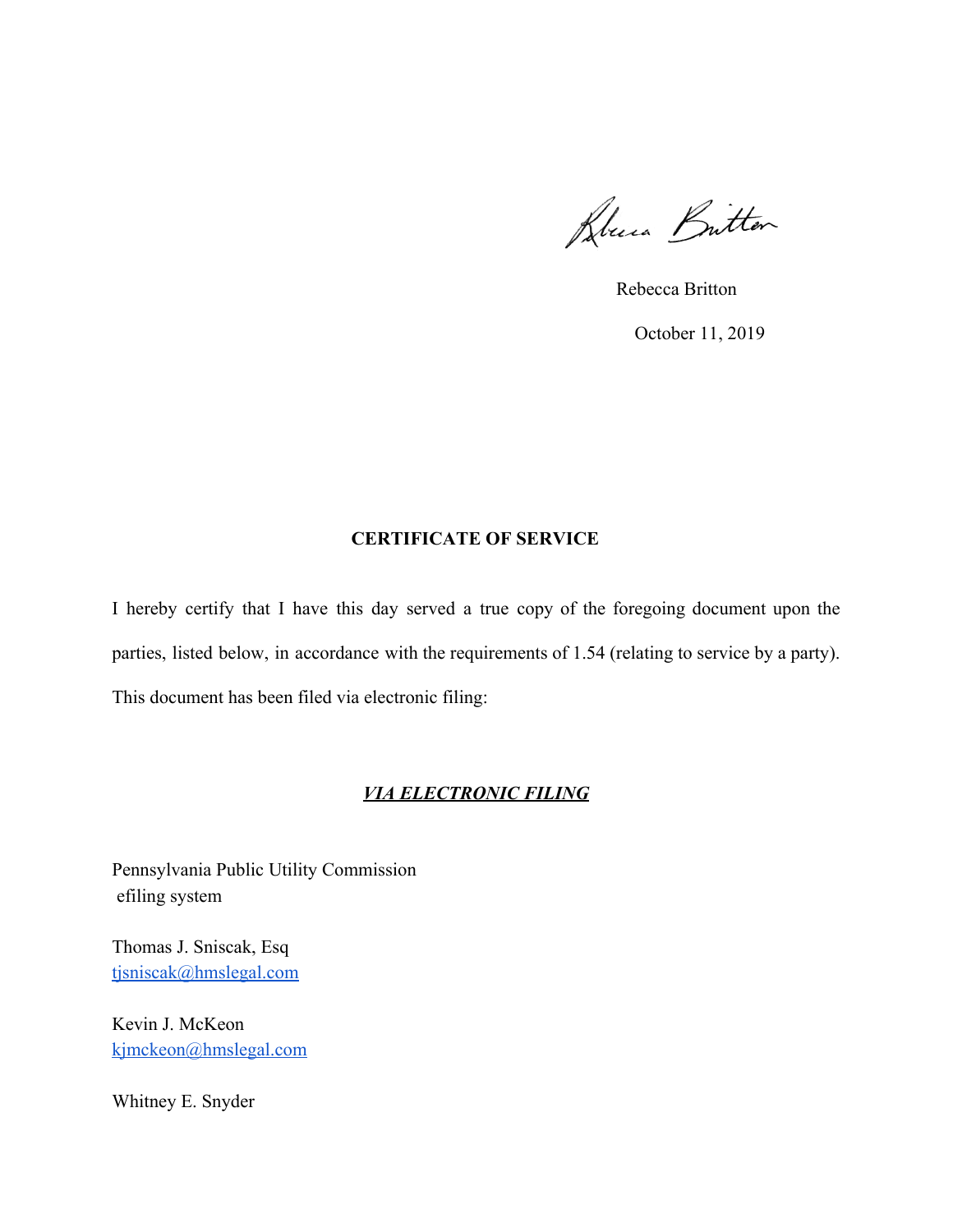Rebecca Britton

October 11, 2019

## CERTIFICATE OF SERVICE

I hereby certify that I have this day served a true copy of the foregoing document upon the parties, listed below, in accordance with the requirements of 1.54 (relating to service by a party). This document has been filed via electronic filing:

***VIA ELECTRONIC FILING***

Pennsylvania Public Utility Commission
efiling system

Thomas J. Sniscak, Esq
tjsniscak@hmslegal.com

Kevin J. McKeon
kjmckeon@hmslegal.com

Whitney E. Snyder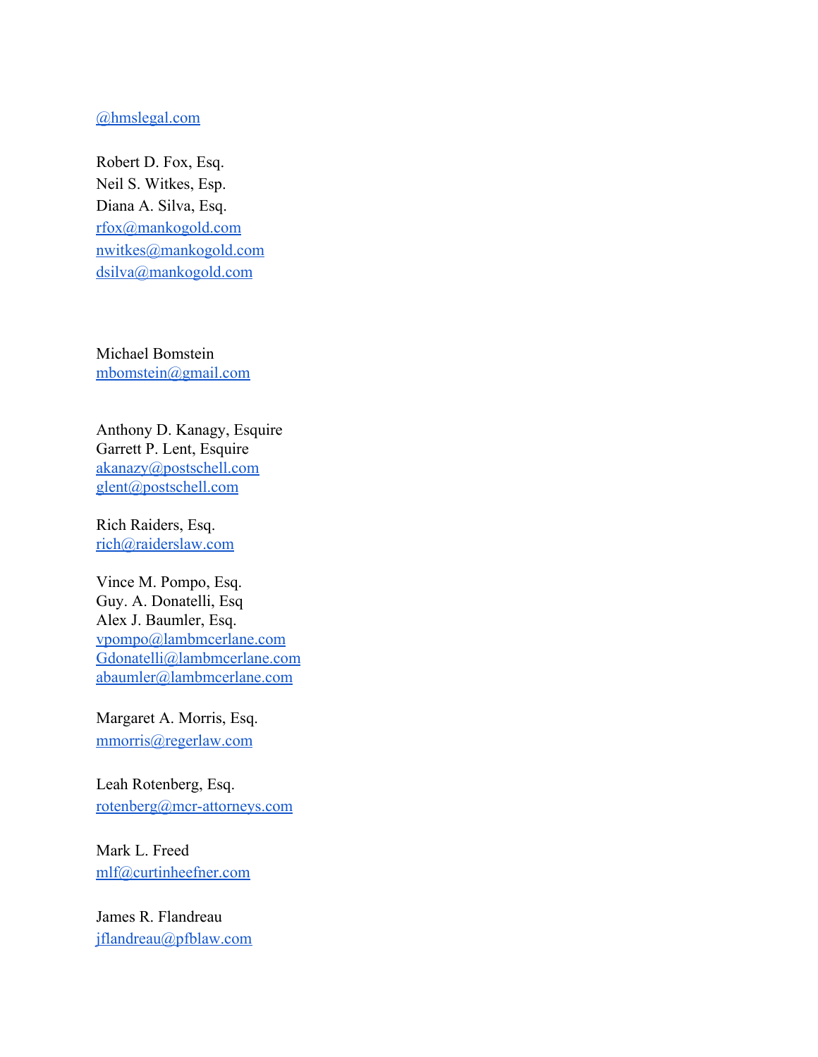@hmslegal.com

Robert D. Fox, Esq.
Neil S. Witkes, Esp.
Diana A. Silva, Esq.
rfox@mankogold.com
nwitkes@mankogold.com
dsilva@mankogold.com

Michael Bomstein
mbomstein@gmail.com

Anthony D. Kanagy, Esquire
Garrett P. Lent, Esquire
akanazy@postschell.com
glent@postschell.com

Rich Raiders, Esq.
rich@raiderslaw.com

Vince M. Pompo, Esq.
Guy. A. Donatelli, Esq
Alex J. Baumler, Esq.
vpompo@lambmcerlane.com
Gdonatelli@lambmcerlane.com
abaumler@lambmcerlane.com

Margaret A. Morris, Esq.
mmorris@regerlaw.com

Leah Rotenberg, Esq.
rotenberg@mcr-attorneys.com

Mark L. Freed
mlf@curtinheefner.com

James R. Flandreau
jflandreau@pfblaw.com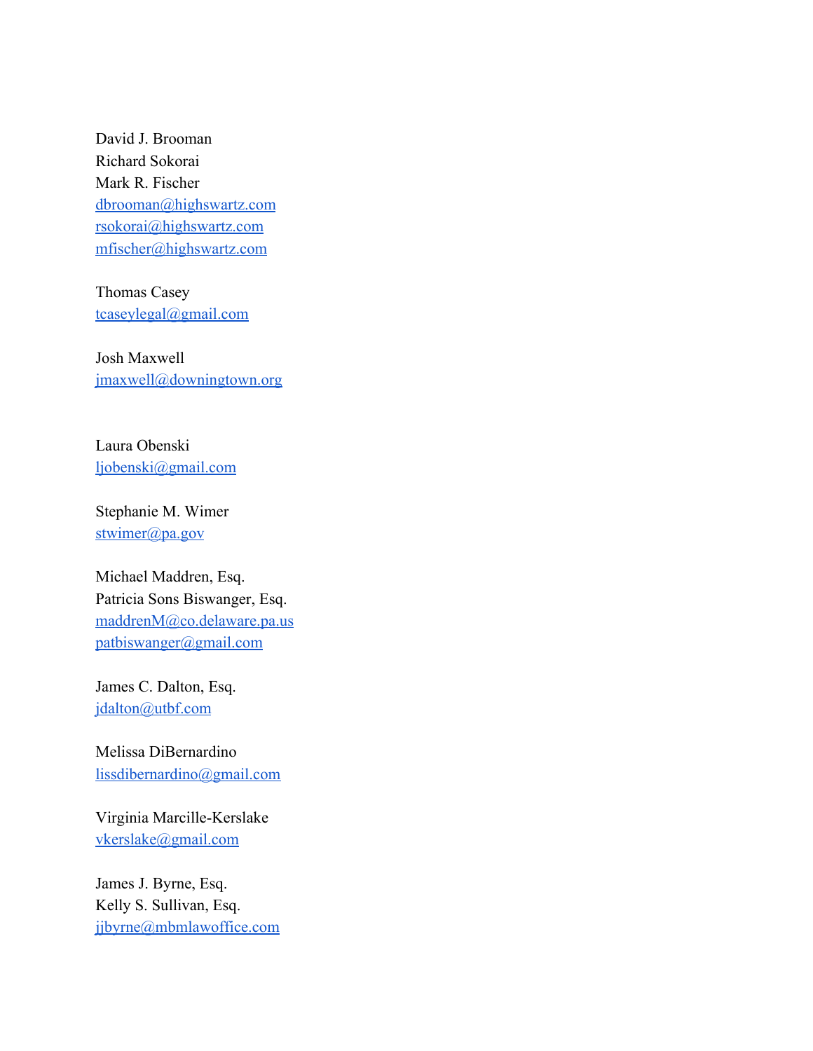David J. Brooman
Richard Sokorai
Mark R. Fischer
dbrooman@highswartz.com
rsokorai@highswartz.com
mfischer@highswartz.com

Thomas Casey
tcaseylegal@gmail.com

Josh Maxwell
jmaxwell@downingtown.org

Laura Obenski
ljobenski@gmail.com

Stephanie M. Wimer
stwimer@pa.gov

Michael Maddren, Esq.
Patricia Sons Biswanger, Esq.
maddrenM@co.delaware.pa.us
patbiswanger@gmail.com

James C. Dalton, Esq.
jdalton@utbf.com

Melissa DiBernardino
lissdibernardino@gmail.com

Virginia Marcille-Kerslake
vkerslake@gmail.com

James J. Byrne, Esq.
Kelly S. Sullivan, Esq.
jjbyrne@mbmlawoffice.com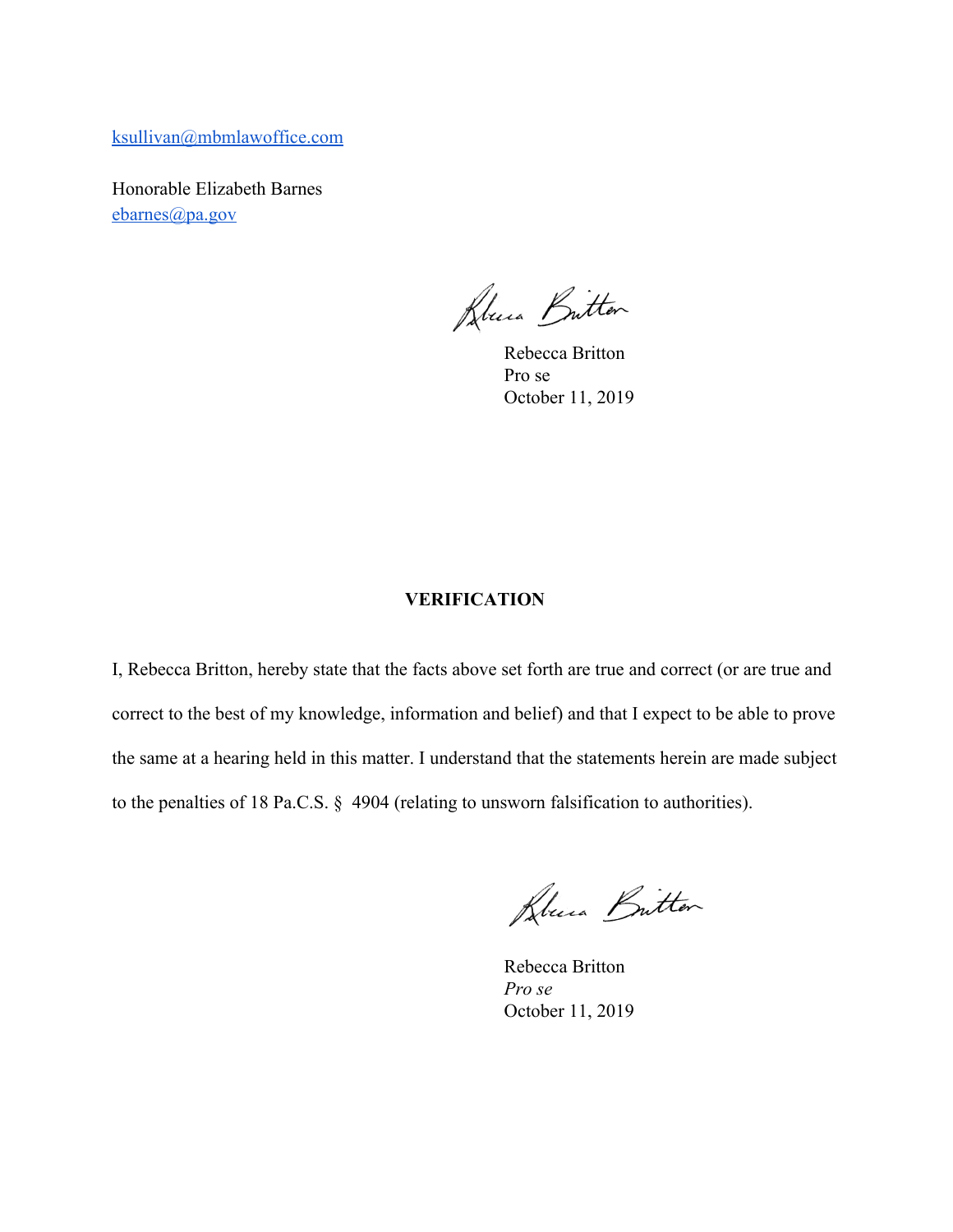ksullivan@mbmlawoffice.com

Honorable Elizabeth Barnes
ebarnes@pa.gov

Rebecca Britton
Pro se
October 11, 2019

**VERIFICATION**

I, Rebecca Britton, hereby state that the facts above set forth are true and correct (or are true and correct to the best of my knowledge, information and belief) and that I expect to be able to prove the same at a hearing held in this matter. I understand that the statements herein are made subject to the penalties of 18 Pa.C.S. § 4904 (relating to unsworn falsification to authorities).

Rebecca Britton
*Pro se*
October 11, 2019